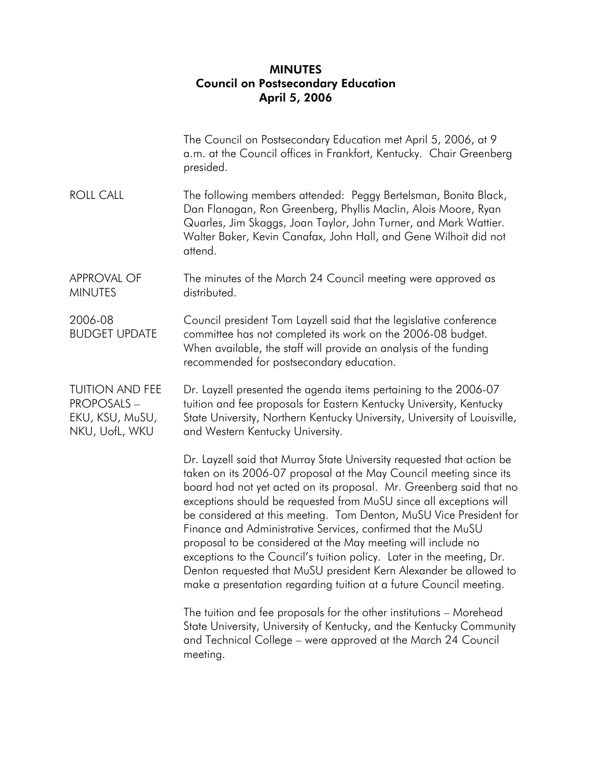# MINUTES
## Council on Postsecondary Education
## April 5, 2006

The Council on Postsecondary Education met April 5, 2006, at 9 a.m. at the Council offices in Frankfort, Kentucky. Chair Greenberg presided.

**ROLL CALL**

The following members attended: Peggy Bertelsman, Bonita Black, Dan Flanagan, Ron Greenberg, Phyllis Maclin, Alois Moore, Ryan Quarles, Jim Skaggs, Joan Taylor, John Turner, and Mark Wattier. Walter Baker, Kevin Canafax, John Hall, and Gene Wilhoit did not attend.

**APPROVAL OF MINUTES**

The minutes of the March 24 Council meeting were approved as distributed.

**2006-08 BUDGET UPDATE**

Council president Tom Layzell said that the legislative conference committee has not completed its work on the 2006-08 budget. When available, the staff will provide an analysis of the funding recommended for postsecondary education.

**TUITION AND FEE PROPOSALS – EKU, KSU, MuSU, NKU, UofL, WKU**

Dr. Layzell presented the agenda items pertaining to the 2006-07 tuition and fee proposals for Eastern Kentucky University, Kentucky State University, Northern Kentucky University, University of Louisville, and Western Kentucky University.

Dr. Layzell said that Murray State University requested that action be taken on its 2006-07 proposal at the May Council meeting since its board had not yet acted on its proposal. Mr. Greenberg said that no exceptions should be requested from MuSU since all exceptions will be considered at this meeting. Tom Denton, MuSU Vice President for Finance and Administrative Services, confirmed that the MuSU proposal to be considered at the May meeting will include no exceptions to the Council's tuition policy. Later in the meeting, Dr. Denton requested that MuSU president Kern Alexander be allowed to make a presentation regarding tuition at a future Council meeting.

The tuition and fee proposals for the other institutions – Morehead State University, University of Kentucky, and the Kentucky Community and Technical College – were approved at the March 24 Council meeting.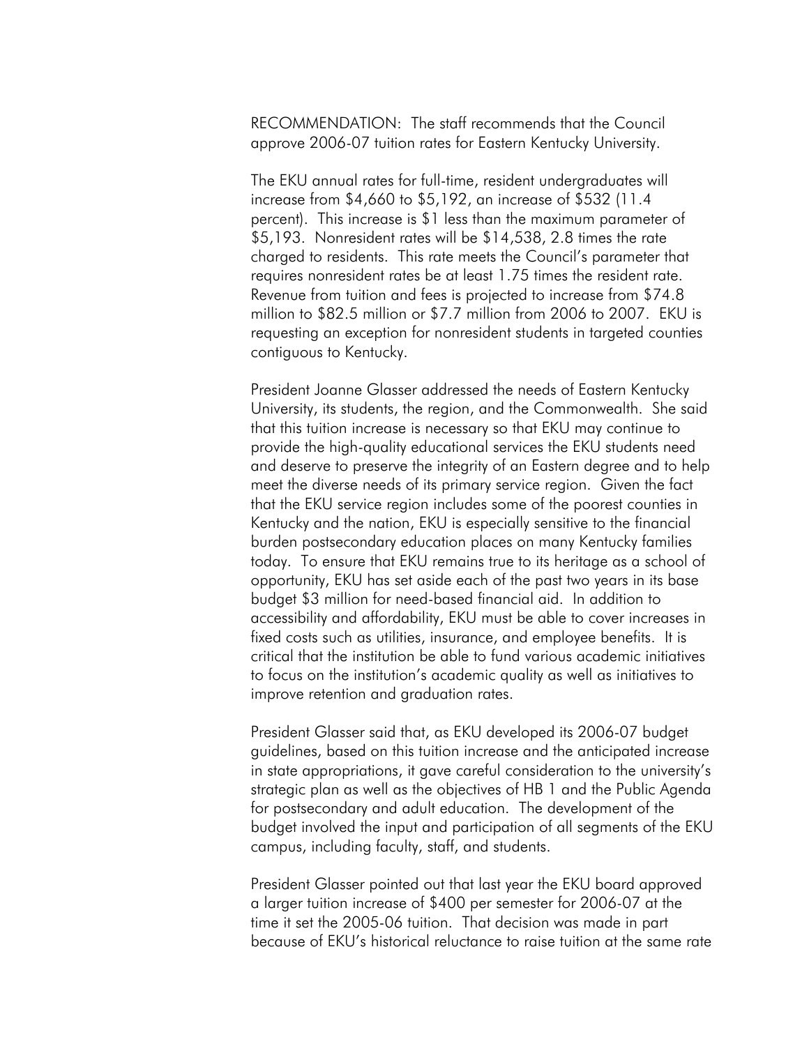RECOMMENDATION: The staff recommends that the Council approve 2006-07 tuition rates for Eastern Kentucky University.

The EKU annual rates for full-time, resident undergraduates will increase from $4,660 to $5,192, an increase of $532 (11.4 percent). This increase is $1 less than the maximum parameter of $5,193. Nonresident rates will be $14,538, 2.8 times the rate charged to residents. This rate meets the Council's parameter that requires nonresident rates be at least 1.75 times the resident rate. Revenue from tuition and fees is projected to increase from $74.8 million to $82.5 million or $7.7 million from 2006 to 2007. EKU is requesting an exception for nonresident students in targeted counties contiguous to Kentucky.

President Joanne Glasser addressed the needs of Eastern Kentucky University, its students, the region, and the Commonwealth. She said that this tuition increase is necessary so that EKU may continue to provide the high-quality educational services the EKU students need and deserve to preserve the integrity of an Eastern degree and to help meet the diverse needs of its primary service region. Given the fact that the EKU service region includes some of the poorest counties in Kentucky and the nation, EKU is especially sensitive to the financial burden postsecondary education places on many Kentucky families today. To ensure that EKU remains true to its heritage as a school of opportunity, EKU has set aside each of the past two years in its base budget $3 million for need-based financial aid. In addition to accessibility and affordability, EKU must be able to cover increases in fixed costs such as utilities, insurance, and employee benefits. It is critical that the institution be able to fund various academic initiatives to focus on the institution's academic quality as well as initiatives to improve retention and graduation rates.

President Glasser said that, as EKU developed its 2006-07 budget guidelines, based on this tuition increase and the anticipated increase in state appropriations, it gave careful consideration to the university's strategic plan as well as the objectives of HB 1 and the Public Agenda for postsecondary and adult education. The development of the budget involved the input and participation of all segments of the EKU campus, including faculty, staff, and students.

President Glasser pointed out that last year the EKU board approved a larger tuition increase of $400 per semester for 2006-07 at the time it set the 2005-06 tuition. That decision was made in part because of EKU's historical reluctance to raise tuition at the same rate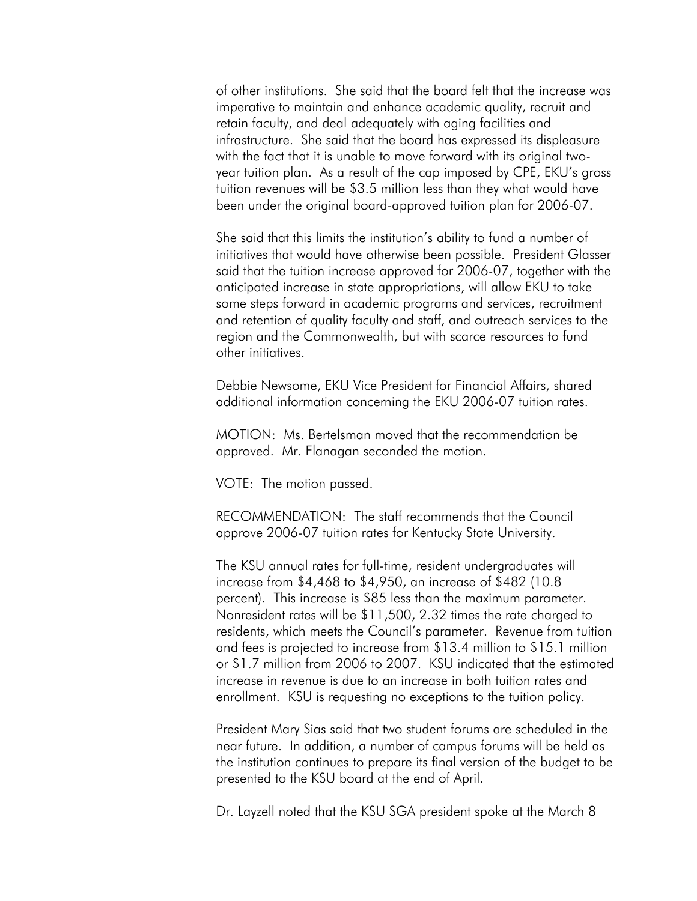of other institutions. She said that the board felt that the increase was imperative to maintain and enhance academic quality, recruit and retain faculty, and deal adequately with aging facilities and infrastructure. She said that the board has expressed its displeasure with the fact that it is unable to move forward with its original two-year tuition plan. As a result of the cap imposed by CPE, EKU's gross tuition revenues will be $3.5 million less than they what would have been under the original board-approved tuition plan for 2006-07.

She said that this limits the institution's ability to fund a number of initiatives that would have otherwise been possible. President Glasser said that the tuition increase approved for 2006-07, together with the anticipated increase in state appropriations, will allow EKU to take some steps forward in academic programs and services, recruitment and retention of quality faculty and staff, and outreach services to the region and the Commonwealth, but with scarce resources to fund other initiatives.

Debbie Newsome, EKU Vice President for Financial Affairs, shared additional information concerning the EKU 2006-07 tuition rates.

MOTION: Ms. Bertelsman moved that the recommendation be approved. Mr. Flanagan seconded the motion.

VOTE: The motion passed.

RECOMMENDATION: The staff recommends that the Council approve 2006-07 tuition rates for Kentucky State University.

The KSU annual rates for full-time, resident undergraduates will increase from $4,468 to $4,950, an increase of $482 (10.8 percent). This increase is $85 less than the maximum parameter. Nonresident rates will be $11,500, 2.32 times the rate charged to residents, which meets the Council's parameter. Revenue from tuition and fees is projected to increase from $13.4 million to $15.1 million or $1.7 million from 2006 to 2007. KSU indicated that the estimated increase in revenue is due to an increase in both tuition rates and enrollment. KSU is requesting no exceptions to the tuition policy.

President Mary Sias said that two student forums are scheduled in the near future. In addition, a number of campus forums will be held as the institution continues to prepare its final version of the budget to be presented to the KSU board at the end of April.

Dr. Layzell noted that the KSU SGA president spoke at the March 8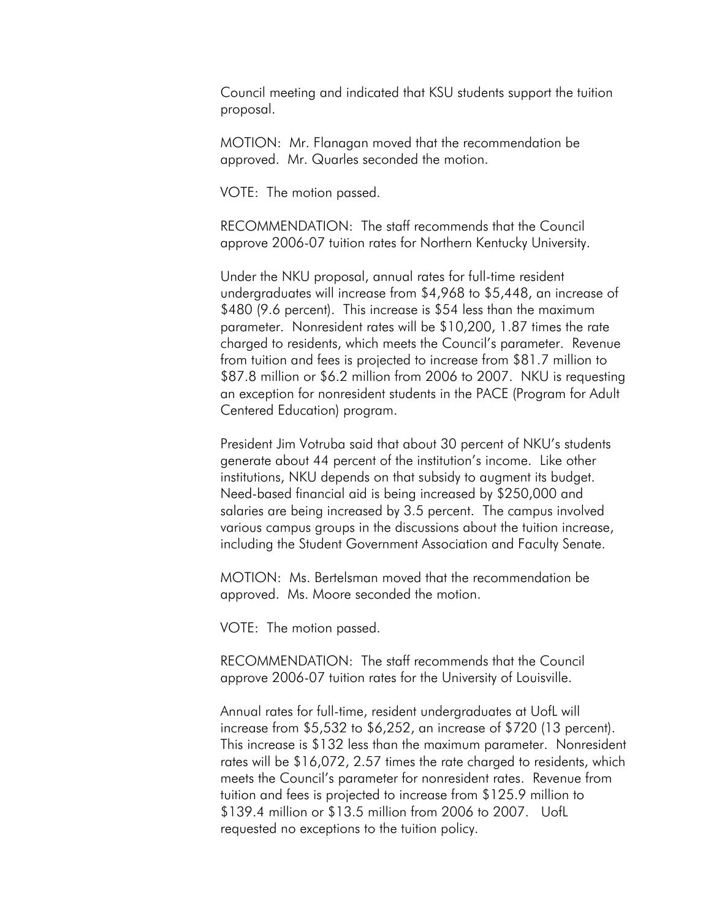Council meeting and indicated that KSU students support the tuition proposal.

MOTION: Mr. Flanagan moved that the recommendation be approved. Mr. Quarles seconded the motion.

VOTE: The motion passed.

RECOMMENDATION: The staff recommends that the Council approve 2006-07 tuition rates for Northern Kentucky University.

Under the NKU proposal, annual rates for full-time resident undergraduates will increase from $4,968 to $5,448, an increase of $480 (9.6 percent). This increase is $54 less than the maximum parameter. Nonresident rates will be $10,200, 1.87 times the rate charged to residents, which meets the Council's parameter. Revenue from tuition and fees is projected to increase from $81.7 million to $87.8 million or $6.2 million from 2006 to 2007. NKU is requesting an exception for nonresident students in the PACE (Program for Adult Centered Education) program.

President Jim Votruba said that about 30 percent of NKU's students generate about 44 percent of the institution's income. Like other institutions, NKU depends on that subsidy to augment its budget. Need-based financial aid is being increased by $250,000 and salaries are being increased by 3.5 percent. The campus involved various campus groups in the discussions about the tuition increase, including the Student Government Association and Faculty Senate.

MOTION: Ms. Bertelsman moved that the recommendation be approved. Ms. Moore seconded the motion.

VOTE: The motion passed.

RECOMMENDATION: The staff recommends that the Council approve 2006-07 tuition rates for the University of Louisville.

Annual rates for full-time, resident undergraduates at UofL will increase from $5,532 to $6,252, an increase of $720 (13 percent). This increase is $132 less than the maximum parameter. Nonresident rates will be $16,072, 2.57 times the rate charged to residents, which meets the Council's parameter for nonresident rates. Revenue from tuition and fees is projected to increase from $125.9 million to $139.4 million or $13.5 million from 2006 to 2007. UofL requested no exceptions to the tuition policy.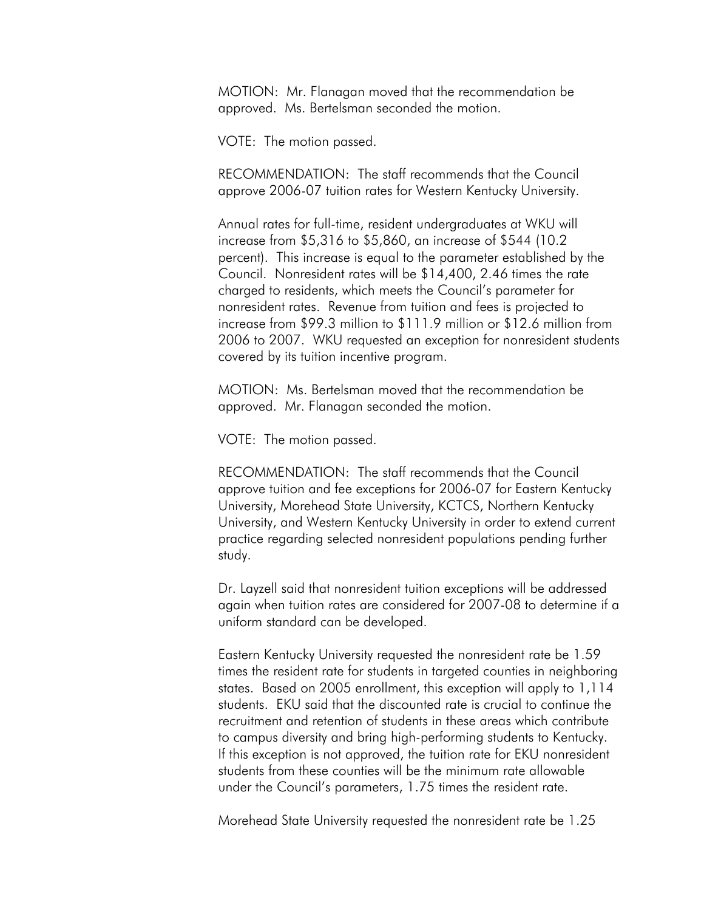MOTION: Mr. Flanagan moved that the recommendation be approved. Ms. Bertelsman seconded the motion.

VOTE: The motion passed.

RECOMMENDATION: The staff recommends that the Council approve 2006-07 tuition rates for Western Kentucky University.

Annual rates for full-time, resident undergraduates at WKU will increase from $5,316 to $5,860, an increase of $544 (10.2 percent). This increase is equal to the parameter established by the Council. Nonresident rates will be $14,400, 2.46 times the rate charged to residents, which meets the Council's parameter for nonresident rates. Revenue from tuition and fees is projected to increase from $99.3 million to $111.9 million or $12.6 million from 2006 to 2007. WKU requested an exception for nonresident students covered by its tuition incentive program.

MOTION: Ms. Bertelsman moved that the recommendation be approved. Mr. Flanagan seconded the motion.

VOTE: The motion passed.

RECOMMENDATION: The staff recommends that the Council approve tuition and fee exceptions for 2006-07 for Eastern Kentucky University, Morehead State University, KCTCS, Northern Kentucky University, and Western Kentucky University in order to extend current practice regarding selected nonresident populations pending further study.

Dr. Layzell said that nonresident tuition exceptions will be addressed again when tuition rates are considered for 2007-08 to determine if a uniform standard can be developed.

Eastern Kentucky University requested the nonresident rate be 1.59 times the resident rate for students in targeted counties in neighboring states. Based on 2005 enrollment, this exception will apply to 1,114 students. EKU said that the discounted rate is crucial to continue the recruitment and retention of students in these areas which contribute to campus diversity and bring high-performing students to Kentucky. If this exception is not approved, the tuition rate for EKU nonresident students from these counties will be the minimum rate allowable under the Council's parameters, 1.75 times the resident rate.

Morehead State University requested the nonresident rate be 1.25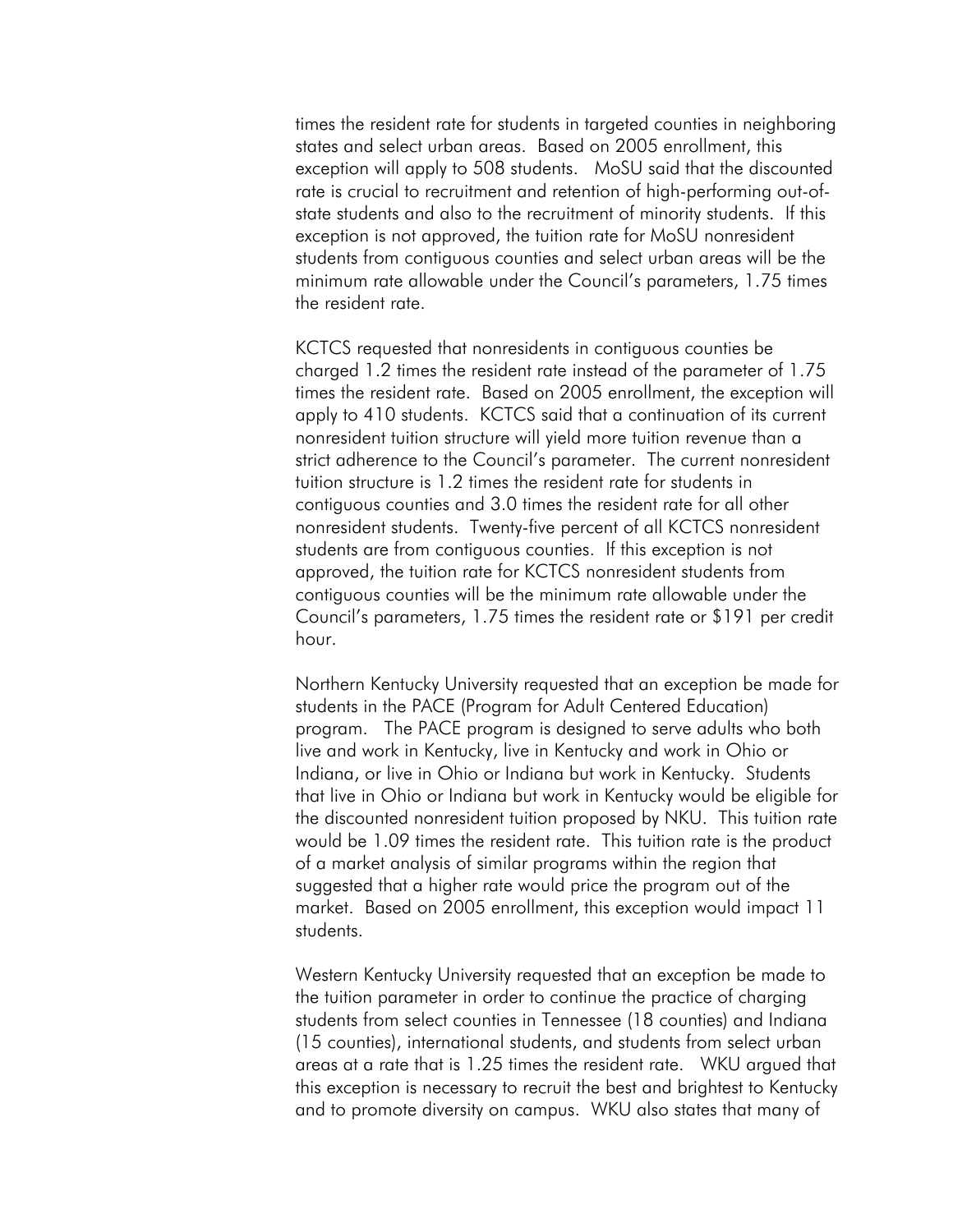times the resident rate for students in targeted counties in neighboring states and select urban areas. Based on 2005 enrollment, this exception will apply to 508 students. MoSU said that the discounted rate is crucial to recruitment and retention of high-performing out-of-state students and also to the recruitment of minority students. If this exception is not approved, the tuition rate for MoSU nonresident students from contiguous counties and select urban areas will be the minimum rate allowable under the Council's parameters, 1.75 times the resident rate.

KCTCS requested that nonresidents in contiguous counties be charged 1.2 times the resident rate instead of the parameter of 1.75 times the resident rate. Based on 2005 enrollment, the exception will apply to 410 students. KCTCS said that a continuation of its current nonresident tuition structure will yield more tuition revenue than a strict adherence to the Council's parameter. The current nonresident tuition structure is 1.2 times the resident rate for students in contiguous counties and 3.0 times the resident rate for all other nonresident students. Twenty-five percent of all KCTCS nonresident students are from contiguous counties. If this exception is not approved, the tuition rate for KCTCS nonresident students from contiguous counties will be the minimum rate allowable under the Council's parameters, 1.75 times the resident rate or $191 per credit hour.

Northern Kentucky University requested that an exception be made for students in the PACE (Program for Adult Centered Education) program. The PACE program is designed to serve adults who both live and work in Kentucky, live in Kentucky and work in Ohio or Indiana, or live in Ohio or Indiana but work in Kentucky. Students that live in Ohio or Indiana but work in Kentucky would be eligible for the discounted nonresident tuition proposed by NKU. This tuition rate would be 1.09 times the resident rate. This tuition rate is the product of a market analysis of similar programs within the region that suggested that a higher rate would price the program out of the market. Based on 2005 enrollment, this exception would impact 11 students.

Western Kentucky University requested that an exception be made to the tuition parameter in order to continue the practice of charging students from select counties in Tennessee (18 counties) and Indiana (15 counties), international students, and students from select urban areas at a rate that is 1.25 times the resident rate. WKU argued that this exception is necessary to recruit the best and brightest to Kentucky and to promote diversity on campus. WKU also states that many of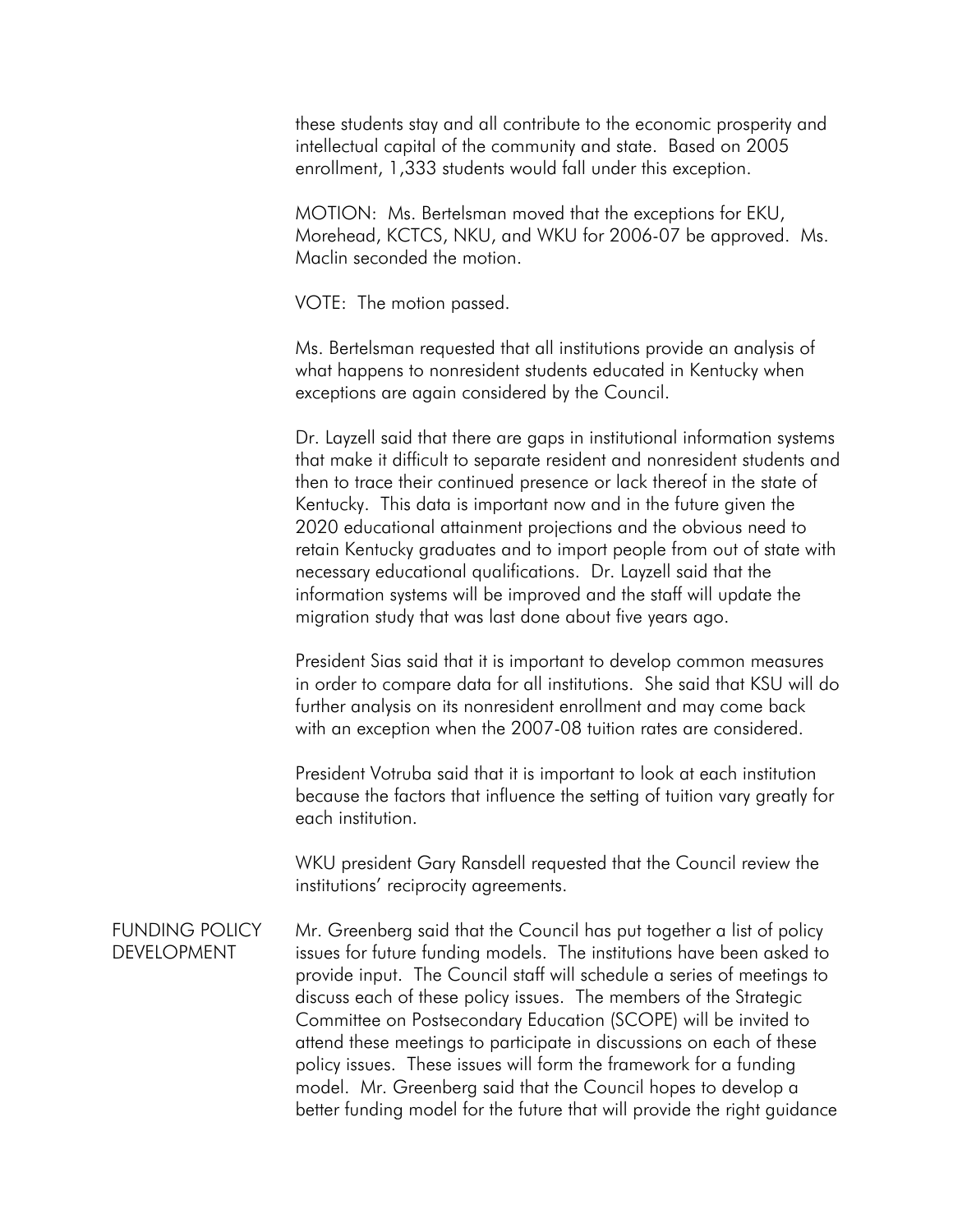these students stay and all contribute to the economic prosperity and intellectual capital of the community and state. Based on 2005 enrollment, 1,333 students would fall under this exception.

MOTION: Ms. Bertelsman moved that the exceptions for EKU, Morehead, KCTCS, NKU, and WKU for 2006-07 be approved. Ms. Maclin seconded the motion.

VOTE: The motion passed.

Ms. Bertelsman requested that all institutions provide an analysis of what happens to nonresident students educated in Kentucky when exceptions are again considered by the Council.

Dr. Layzell said that there are gaps in institutional information systems that make it difficult to separate resident and nonresident students and then to trace their continued presence or lack thereof in the state of Kentucky. This data is important now and in the future given the 2020 educational attainment projections and the obvious need to retain Kentucky graduates and to import people from out of state with necessary educational qualifications. Dr. Layzell said that the information systems will be improved and the staff will update the migration study that was last done about five years ago.

President Sias said that it is important to develop common measures in order to compare data for all institutions. She said that KSU will do further analysis on its nonresident enrollment and may come back with an exception when the 2007-08 tuition rates are considered.

President Votruba said that it is important to look at each institution because the factors that influence the setting of tuition vary greatly for each institution.

WKU president Gary Ransdell requested that the Council review the institutions' reciprocity agreements.

## FUNDING POLICY DEVELOPMENT

Mr. Greenberg said that the Council has put together a list of policy issues for future funding models. The institutions have been asked to provide input. The Council staff will schedule a series of meetings to discuss each of these policy issues. The members of the Strategic Committee on Postsecondary Education (SCOPE) will be invited to attend these meetings to participate in discussions on each of these policy issues. These issues will form the framework for a funding model. Mr. Greenberg said that the Council hopes to develop a better funding model for the future that will provide the right guidance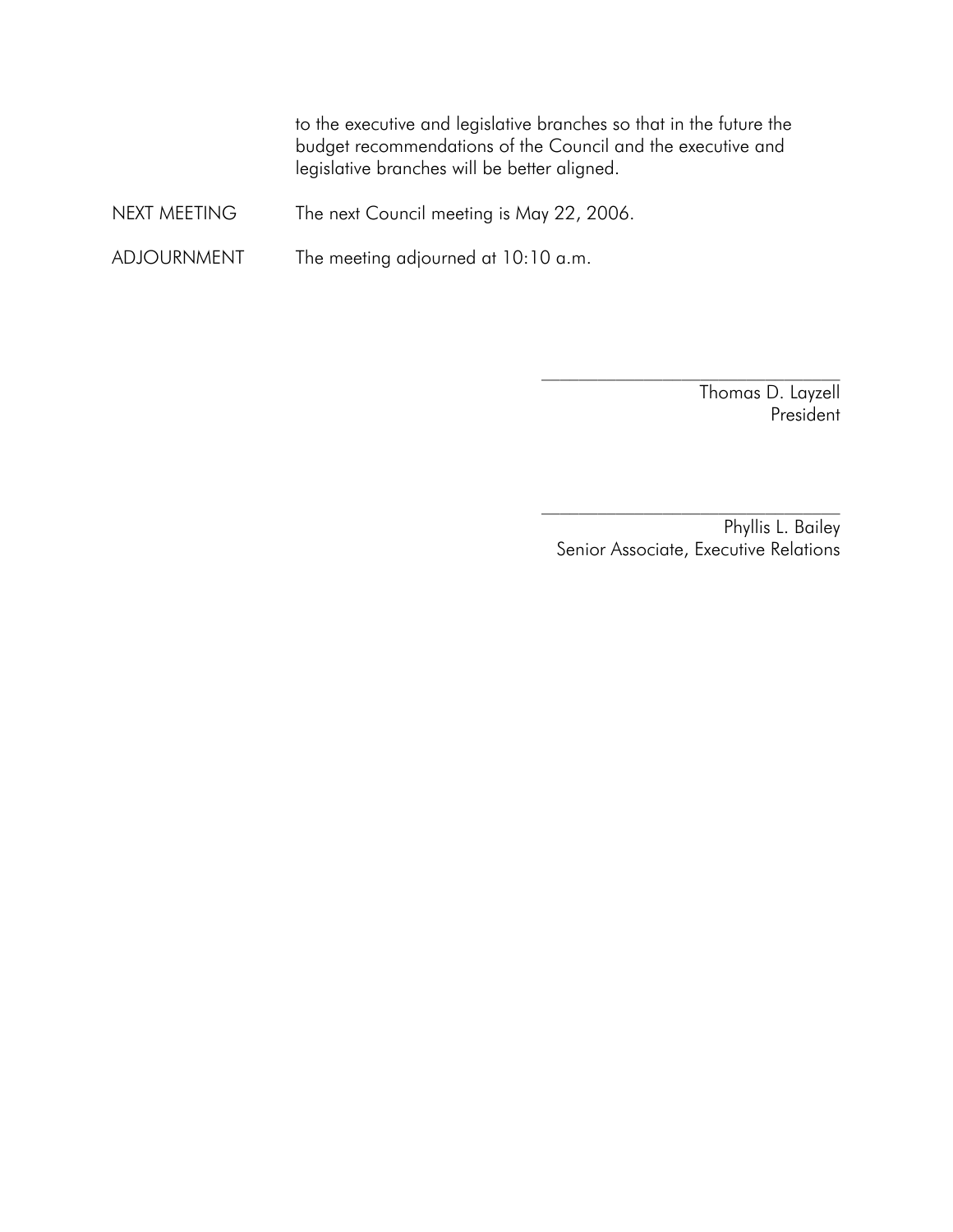to the executive and legislative branches so that in the future the budget recommendations of the Council and the executive and legislative branches will be better aligned.

NEXT MEETING — The next Council meeting is May 22, 2006.

ADJOURNMENT — The meeting adjourned at 10:10 a.m.

\_\_\_\_\_\_\_\_\_\_\_\_\_\_\_\_\_\_\_\_\_\_\_\_\_\_\_\_\_\_\_\_

Thomas D. Layzell
President

\_\_\_\_\_\_\_\_\_\_\_\_\_\_\_\_\_\_\_\_\_\_\_\_\_\_\_\_\_\_\_\_

Phyllis L. Bailey
Senior Associate, Executive Relations